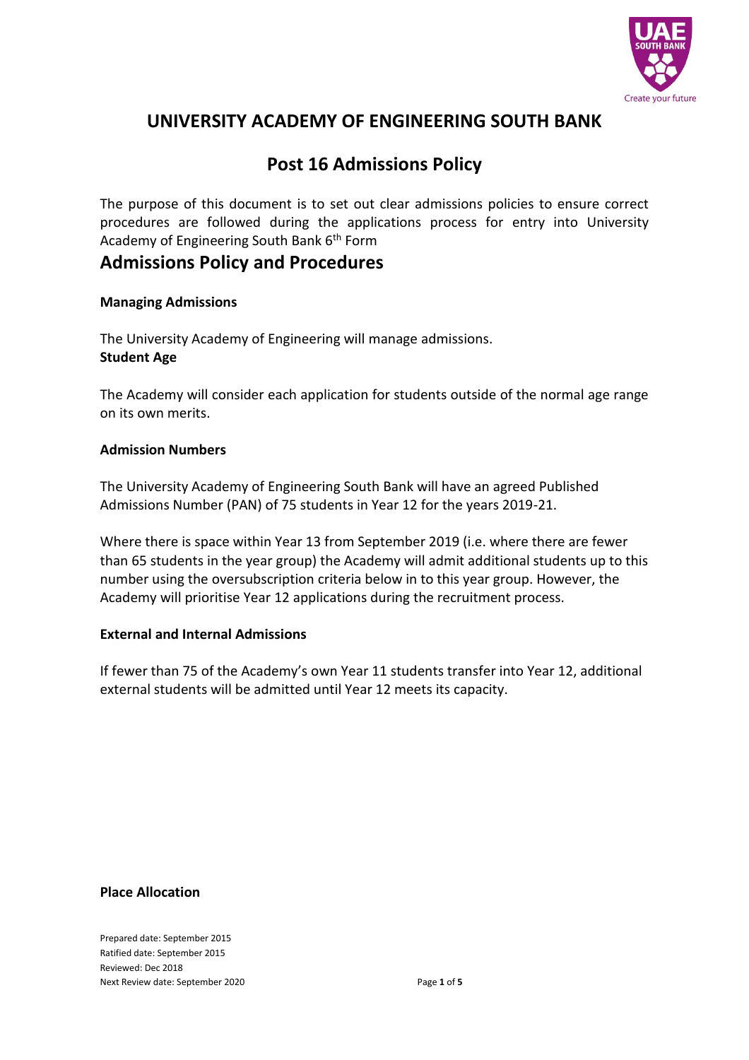# UNIVERSITY ACADEMY OF ENGINEERING SOUTH BANK

## Post 16 Admissions Policy

The purpose of this document is to set out clear admissions policies to ensure correct procedures are followed during the applications process for entry into University Academy of Engineering South Bank 6th Form

## Admissions Policy and Procedures

**Managing Admissions**

The University Academy of Engineering will manage admissions.

**Student Age**

The Academy will consider each application for students outside of the normal age range on its own merits.

**Admission Numbers**

The University Academy of Engineering South Bank will have an agreed Published Admissions Number (PAN) of 75 students in Year 12 for the years 2019-21.

Where there is space within Year 13 from September 2019 (i.e. where there are fewer than 65 students in the year group) the Academy will admit additional students up to this number using the oversubscription criteria below in to this year group. However, the Academy will prioritise Year 12 applications during the recruitment process.

**External and Internal Admissions**

If fewer than 75 of the Academy's own Year 11 students transfer into Year 12, additional external students will be admitted until Year 12 meets its capacity.

**Place Allocation**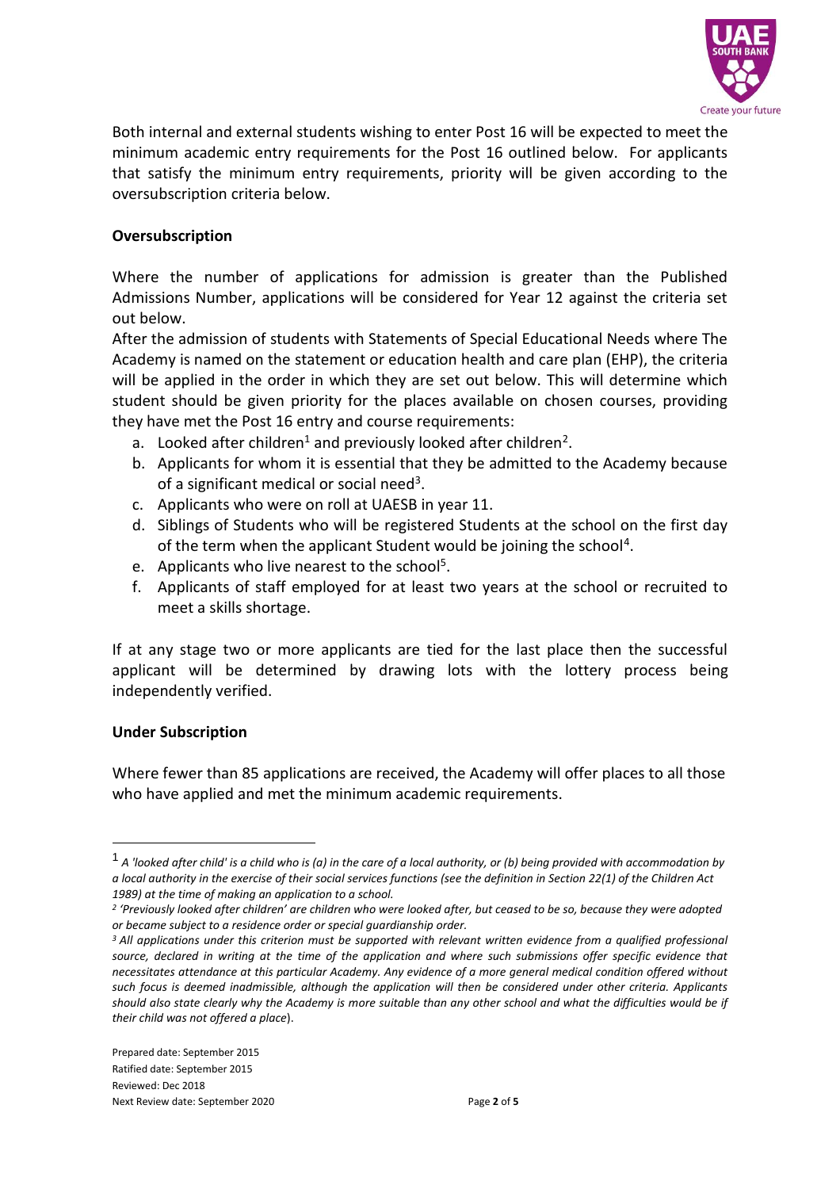Both internal and external students wishing to enter Post 16 will be expected to meet the minimum academic entry requirements for the Post 16 outlined below. For applicants that satisfy the minimum entry requirements, priority will be given according to the oversubscription criteria below.

**Oversubscription**

Where the number of applications for admission is greater than the Published Admissions Number, applications will be considered for Year 12 against the criteria set out below.

After the admission of students with Statements of Special Educational Needs where The Academy is named on the statement or education health and care plan (EHP), the criteria will be applied in the order in which they are set out below. This will determine which student should be given priority for the places available on chosen courses, providing they have met the Post 16 entry and course requirements:

a. Looked after children[1] and previously looked after children[2].
b. Applicants for whom it is essential that they be admitted to the Academy because of a significant medical or social need[3].
c. Applicants who were on roll at UAESB in year 11.
d. Siblings of Students who will be registered Students at the school on the first day of the term when the applicant Student would be joining the school[4].
e. Applicants who live nearest to the school[5].
f. Applicants of staff employed for at least two years at the school or recruited to meet a skills shortage.

If at any stage two or more applicants are tied for the last place then the successful applicant will be determined by drawing lots with the lottery process being independently verified.

**Under Subscription**

Where fewer than 85 applications are received, the Academy will offer places to all those who have applied and met the minimum academic requirements.

---

[1] *A 'looked after child' is a child who is (a) in the care of a local authority, or (b) being provided with accommodation by a local authority in the exercise of their social services functions (see the definition in Section 22(1) of the Children Act 1989) at the time of making an application to a school.*

[2] *'Previously looked after children' are children who were looked after, but ceased to be so, because they were adopted or became subject to a residence order or special guardianship order.*

[3] *All applications under this criterion must be supported with relevant written evidence from a qualified professional source, declared in writing at the time of the application and where such submissions offer specific evidence that necessitates attendance at this particular Academy. Any evidence of a more general medical condition offered without such focus is deemed inadmissible, although the application will then be considered under other criteria. Applicants should also state clearly why the Academy is more suitable than any other school and what the difficulties would be if their child was not offered a place*).

Prepared date: September 2015
Ratified date: September 2015
Reviewed: Dec 2018
Next Review date: September 2020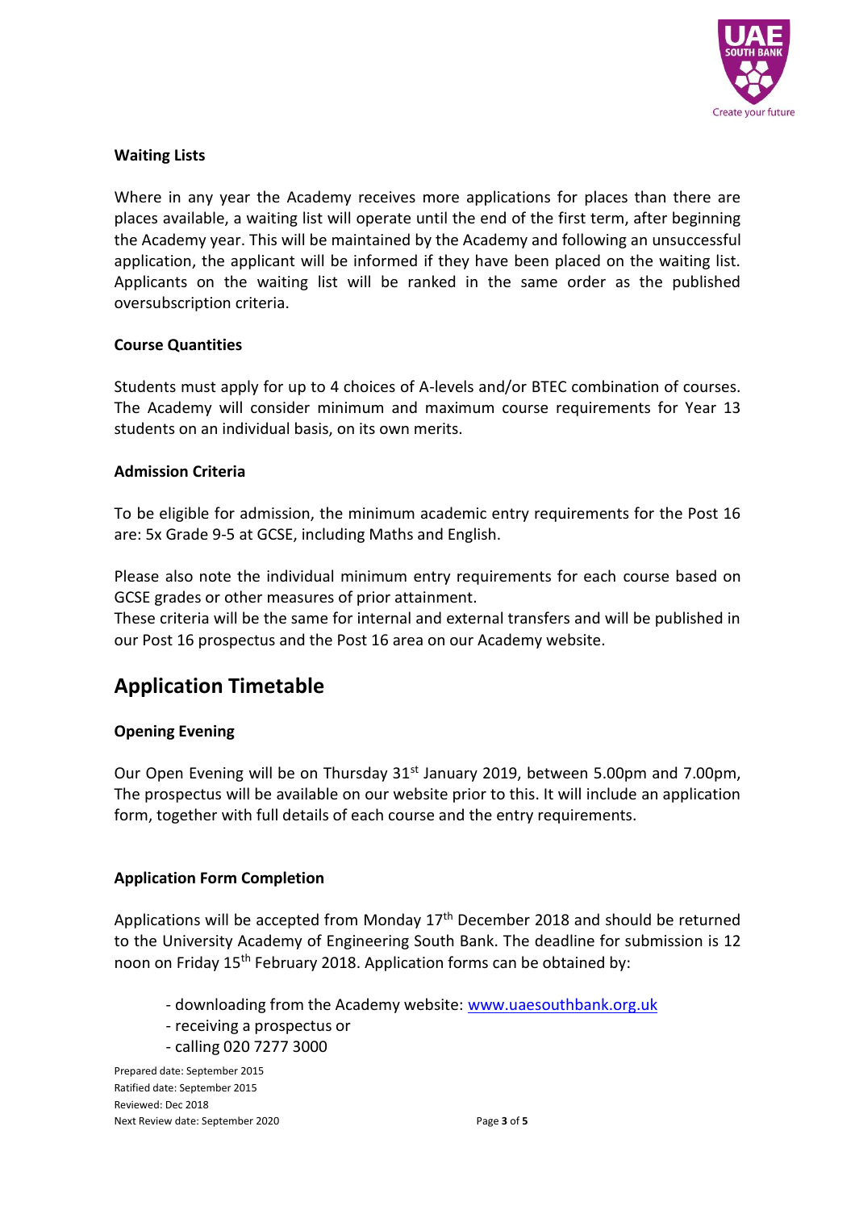### Waiting Lists

Where in any year the Academy receives more applications for places than there are places available, a waiting list will operate until the end of the first term, after beginning the Academy year. This will be maintained by the Academy and following an unsuccessful application, the applicant will be informed if they have been placed on the waiting list. Applicants on the waiting list will be ranked in the same order as the published oversubscription criteria.

### Course Quantities

Students must apply for up to 4 choices of A-levels and/or BTEC combination of courses. The Academy will consider minimum and maximum course requirements for Year 13 students on an individual basis, on its own merits.

### Admission Criteria

To be eligible for admission, the minimum academic entry requirements for the Post 16 are: 5x Grade 9-5 at GCSE, including Maths and English.

Please also note the individual minimum entry requirements for each course based on GCSE grades or other measures of prior attainment.
These criteria will be the same for internal and external transfers and will be published in our Post 16 prospectus and the Post 16 area on our Academy website.

## Application Timetable

### Opening Evening

Our Open Evening will be on Thursday 31st January 2019, between 5.00pm and 7.00pm, The prospectus will be available on our website prior to this. It will include an application form, together with full details of each course and the entry requirements.

### Application Form Completion

Applications will be accepted from Monday 17th December 2018 and should be returned to the University Academy of Engineering South Bank. The deadline for submission is 12 noon on Friday 15th February 2018. Application forms can be obtained by:

- downloading from the Academy website: [www.uaesouthbank.org.uk](http://www.uaesouthbank.org.uk)
- receiving a prospectus or
- calling 020 7277 3000

Prepared date: September 2015
Ratified date: September 2015
Reviewed: Dec 2018
Next Review date: September 2020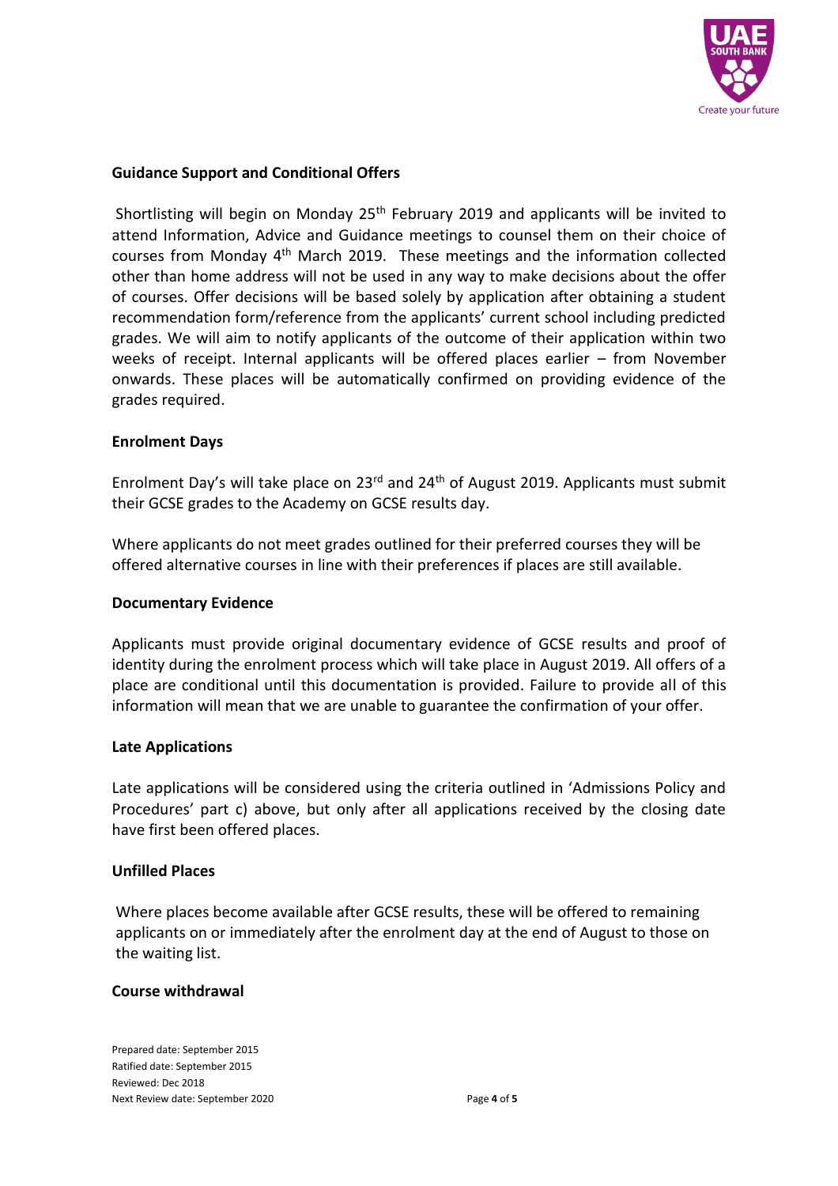**Guidance Support and Conditional Offers**

Shortlisting will begin on Monday 25th February 2019 and applicants will be invited to attend Information, Advice and Guidance meetings to counsel them on their choice of courses from Monday 4th March 2019. These meetings and the information collected other than home address will not be used in any way to make decisions about the offer of courses. Offer decisions will be based solely by application after obtaining a student recommendation form/reference from the applicants' current school including predicted grades. We will aim to notify applicants of the outcome of their application within two weeks of receipt. Internal applicants will be offered places earlier – from November onwards. These places will be automatically confirmed on providing evidence of the grades required.

**Enrolment Days**

Enrolment Day's will take place on 23rd and 24th of August 2019. Applicants must submit their GCSE grades to the Academy on GCSE results day.

Where applicants do not meet grades outlined for their preferred courses they will be offered alternative courses in line with their preferences if places are still available.

**Documentary Evidence**

Applicants must provide original documentary evidence of GCSE results and proof of identity during the enrolment process which will take place in August 2019. All offers of a place are conditional until this documentation is provided. Failure to provide all of this information will mean that we are unable to guarantee the confirmation of your offer.

**Late Applications**

Late applications will be considered using the criteria outlined in 'Admissions Policy and Procedures' part c) above, but only after all applications received by the closing date have first been offered places.

**Unfilled Places**

Where places become available after GCSE results, these will be offered to remaining applicants on or immediately after the enrolment day at the end of August to those on the waiting list.

**Course withdrawal**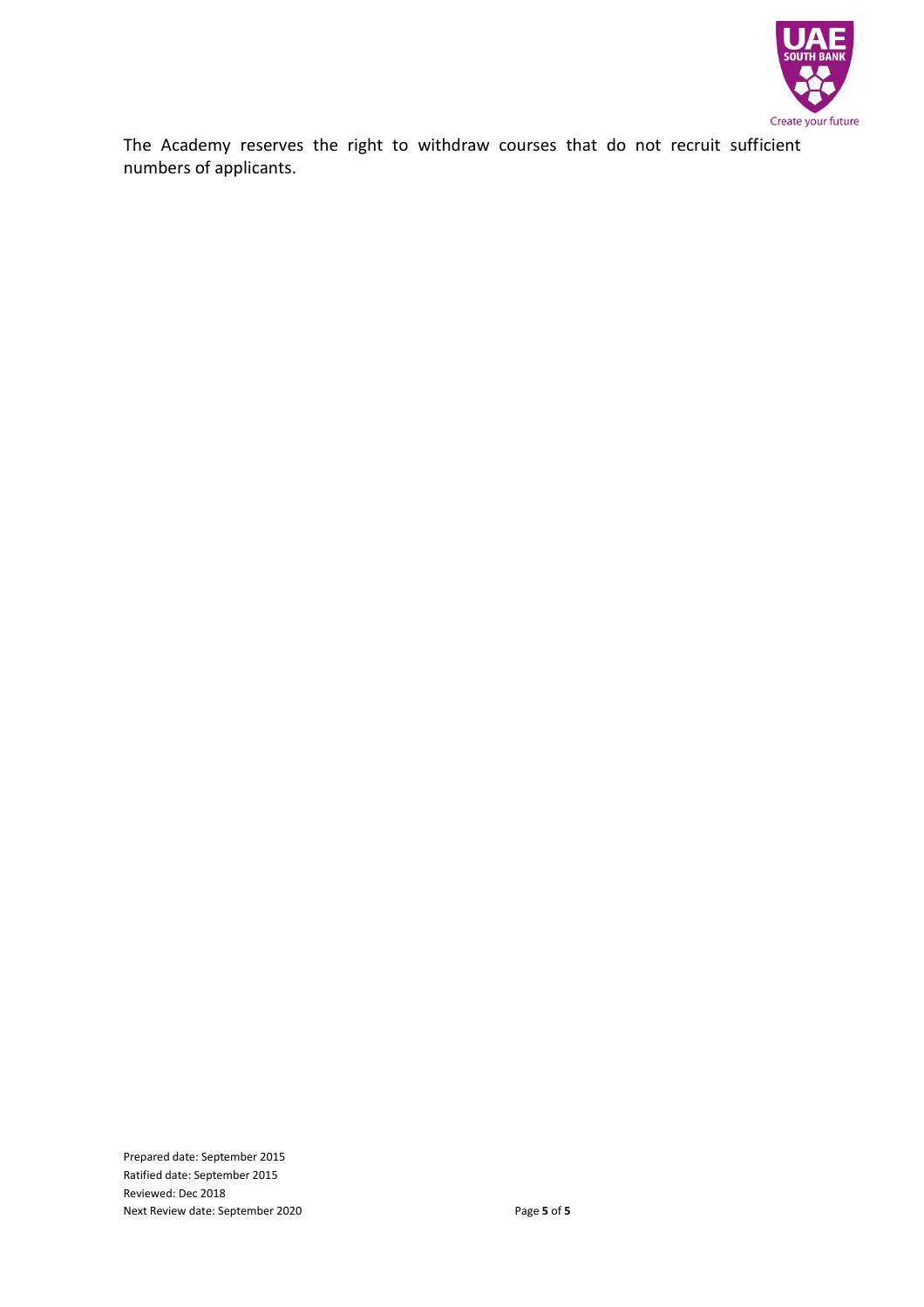The Academy reserves the right to withdraw courses that do not recruit sufficient numbers of applicants.

Prepared date: September 2015
Ratified date: September 2015
Reviewed: Dec 2018
Next Review date: September 2020